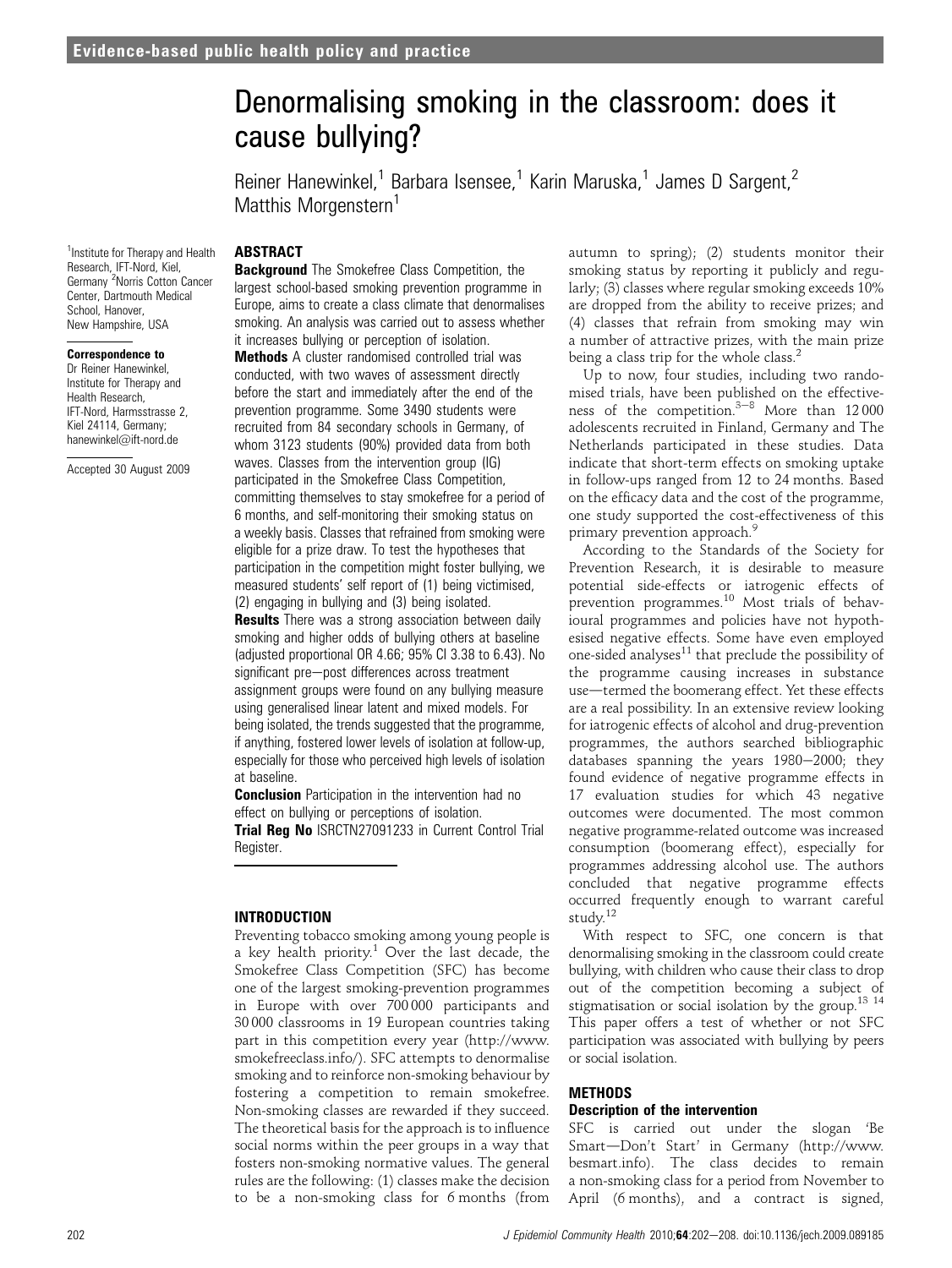# Denormalising smoking in the classroom: does it cause bullying?

Reiner Hanewinkel,[1] Barbara Isensee,[1] Karin Maruska,[1] James D Sargent,[2] Matthis Morgenstern[1]

[1]Institute for Therapy and Health Research, IFT-Nord, Kiel, Germany [2]Norris Cotton Cancer Center, Dartmouth Medical School, Hanover, New Hampshire, USA

**Correspondence to**
Dr Reiner Hanewinkel, Institute for Therapy and Health Research, IFT-Nord, Harmsstrasse 2, Kiel 24114, Germany; hanewinkel@ift-nord.de

Accepted 30 August 2009

## ABSTRACT

**Background** The Smokefree Class Competition, the largest school-based smoking prevention programme in Europe, aims to create a class climate that denormalises smoking. An analysis was carried out to assess whether it increases bullying or perception of isolation.

**Methods** A cluster randomised controlled trial was conducted, with two waves of assessment directly before the start and immediately after the end of the prevention programme. Some 3490 students were recruited from 84 secondary schools in Germany, of whom 3123 students (90%) provided data from both waves. Classes from the intervention group (IG) participated in the Smokefree Class Competition, committing themselves to stay smokefree for a period of 6 months, and self-monitoring their smoking status on a weekly basis. Classes that refrained from smoking were eligible for a prize draw. To test the hypotheses that participation in the competition might foster bullying, we measured students' self report of (1) being victimised, (2) engaging in bullying and (3) being isolated.

**Results** There was a strong association between daily smoking and higher odds of bullying others at baseline (adjusted proportional OR 4.66; 95% CI 3.38 to 6.43). No significant pre–post differences across treatment assignment groups were found on any bullying measure using generalised linear latent and mixed models. For being isolated, the trends suggested that the programme, if anything, fostered lower levels of isolation at follow-up, especially for those who perceived high levels of isolation at baseline.

**Conclusion** Participation in the intervention had no effect on bullying or perceptions of isolation.

**Trial Reg No** ISRCTN27091233 in Current Control Trial Register.

## INTRODUCTION

Preventing tobacco smoking among young people is a key health priority.[1] Over the last decade, the Smokefree Class Competition (SFC) has become one of the largest smoking-prevention programmes in Europe with over 700 000 participants and 30 000 classrooms in 19 European countries taking part in this competition every year (http://www.smokefreeclass.info/). SFC attempts to denormalise smoking and to reinforce non-smoking behaviour by fostering a competition to remain smokefree. Non-smoking classes are rewarded if they succeed. The theoretical basis for the approach is to influence social norms within the peer groups in a way that fosters non-smoking normative values. The general rules are the following: (1) classes make the decision to be a non-smoking class for 6 months (from autumn to spring); (2) students monitor their smoking status by reporting it publicly and regularly; (3) classes where regular smoking exceeds 10% are dropped from the ability to receive prizes; and (4) classes that refrain from smoking may win a number of attractive prizes, with the main prize being a class trip for the whole class.[2]

Up to now, four studies, including two randomised trials, have been published on the effectiveness of the competition.[3–8] More than 12 000 adolescents recruited in Finland, Germany and The Netherlands participated in these studies. Data indicate that short-term effects on smoking uptake in follow-ups ranged from 12 to 24 months. Based on the efficacy data and the cost of the programme, one study supported the cost-effectiveness of this primary prevention approach.[9]

According to the Standards of the Society for Prevention Research, it is desirable to measure potential side-effects or iatrogenic effects of prevention programmes.[10] Most trials of behavioural programmes and policies have not hypothesised negative effects. Some have even employed one-sided analyses[11] that preclude the possibility of the programme causing increases in substance use—termed the boomerang effect. Yet these effects are a real possibility. In an extensive review looking for iatrogenic effects of alcohol and drug-prevention programmes, the authors searched bibliographic databases spanning the years 1980–2000; they found evidence of negative programme effects in 17 evaluation studies for which 43 negative outcomes were documented. The most common negative programme-related outcome was increased consumption (boomerang effect), especially for programmes addressing alcohol use. The authors concluded that negative programme effects occurred frequently enough to warrant careful study.[12]

With respect to SFC, one concern is that denormalising smoking in the classroom could create bullying, with children who cause their class to drop out of the competition becoming a subject of stigmatisation or social isolation by the group.[13 14] This paper offers a test of whether or not SFC participation was associated with bullying by peers or social isolation.

## METHODS

### Description of the intervention

SFC is carried out under the slogan 'Be Smart—Don't Start' in Germany (http://www.besmart.info). The class decides to remain a non-smoking class for a period from November to April (6 months), and a contract is signed,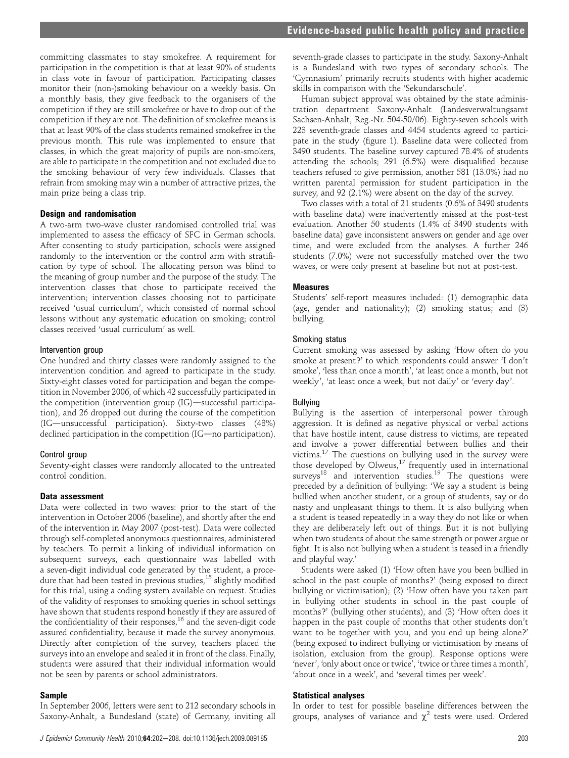committing classmates to stay smokefree. A requirement for participation in the competition is that at least 90% of students in class vote in favour of participation. Participating classes monitor their (non-)smoking behaviour on a weekly basis. On a monthly basis, they give feedback to the organisers of the competition if they are still smokefree or have to drop out of the competition if they are not. The definition of smokefree means is that at least 90% of the class students remained smokefree in the previous month. This rule was implemented to ensure that classes, in which the great majority of pupils are non-smokers, are able to participate in the competition and not excluded due to the smoking behaviour of very few individuals. Classes that refrain from smoking may win a number of attractive prizes, the main prize being a class trip.

### Design and randomisation

A two-arm two-wave cluster randomised controlled trial was implemented to assess the efficacy of SFC in German schools. After consenting to study participation, schools were assigned randomly to the intervention or the control arm with stratification by type of school. The allocating person was blind to the meaning of group number and the purpose of the study. The intervention classes that chose to participate received the intervention; intervention classes choosing not to participate received 'usual curriculum', which consisted of normal school lessons without any systematic education on smoking; control classes received 'usual curriculum' as well.

#### Intervention group

One hundred and thirty classes were randomly assigned to the intervention condition and agreed to participate in the study. Sixty-eight classes voted for participation and began the competition in November 2006, of which 42 successfully participated in the competition (intervention group (IG)—successful participation), and 26 dropped out during the course of the competition (IG—unsuccessful participation). Sixty-two classes (48%) declined participation in the competition (IG—no participation).

#### Control group

Seventy-eight classes were randomly allocated to the untreated control condition.

### Data assessment

Data were collected in two waves: prior to the start of the intervention in October 2006 (baseline), and shortly after the end of the intervention in May 2007 (post-test). Data were collected through self-completed anonymous questionnaires, administered by teachers. To permit a linking of individual information on subsequent surveys, each questionnaire was labelled with a seven-digit individual code generated by the student, a procedure that had been tested in previous studies,[15] slightly modified for this trial, using a coding system available on request. Studies of the validity of responses to smoking queries in school settings have shown that students respond honestly if they are assured of the confidentiality of their responses,[16] and the seven-digit code assured confidentiality, because it made the survey anonymous. Directly after completion of the survey, teachers placed the surveys into an envelope and sealed it in front of the class. Finally, students were assured that their individual information would not be seen by parents or school administrators.

### Sample

In September 2006, letters were sent to 212 secondary schools in Saxony-Anhalt, a Bundesland (state) of Germany, inviting all seventh-grade classes to participate in the study. Saxony-Anhalt is a Bundesland with two types of secondary schools. The 'Gymnasium' primarily recruits students with higher academic skills in comparison with the 'Sekundarschule'.

Human subject approval was obtained by the state administration department Saxony-Anhalt (Landesverwaltungsamt Sachsen-Anhalt, Reg.-Nr. 504-50/06). Eighty-seven schools with 223 seventh-grade classes and 4454 students agreed to participate in the study (figure 1). Baseline data were collected from 3490 students. The baseline survey captured 78.4% of students attending the schools; 291 (6.5%) were disqualified because teachers refused to give permission, another 581 (13.0%) had no written parental permission for student participation in the survey, and 92 (2.1%) were absent on the day of the survey.

Two classes with a total of 21 students (0.6% of 3490 students with baseline data) were inadvertently missed at the post-test evaluation. Another 50 students (1.4% of 3490 students with baseline data) gave inconsistent answers on gender and age over time, and were excluded from the analyses. A further 246 students (7.0%) were not successfully matched over the two waves, or were only present at baseline but not at post-test.

### Measures

Students' self-report measures included: (1) demographic data (age, gender and nationality); (2) smoking status; and (3) bullying.

#### Smoking status

Current smoking was assessed by asking 'How often do you smoke at present?' to which respondents could answer 'I don't smoke', 'less than once a month', 'at least once a month, but not weekly', 'at least once a week, but not daily' or 'every day'.

#### Bullying

Bullying is the assertion of interpersonal power through aggression. It is defined as negative physical or verbal actions that have hostile intent, cause distress to victims, are repeated and involve a power differential between bullies and their victims.[17] The questions on bullying used in the survey were those developed by Olweus,[17] frequently used in international surveys[18] and intervention studies.[19] The questions were preceded by a definition of bullying: 'We say a student is being bullied when another student, or a group of students, say or do nasty and unpleasant things to them. It is also bullying when a student is teased repeatedly in a way they do not like or when they are deliberately left out of things. But it is not bullying when two students of about the same strength or power argue or fight. It is also not bullying when a student is teased in a friendly and playful way.'

Students were asked (1) 'How often have you been bullied in school in the past couple of months?' (being exposed to direct bullying or victimisation); (2) 'How often have you taken part in bullying other students in school in the past couple of months?' (bullying other students), and (3) 'How often does it happen in the past couple of months that other students don't want to be together with you, and you end up being alone?' (being exposed to indirect bullying or victimisation by means of isolation, exclusion from the group). Response options were 'never', 'only about once or twice', 'twice or three times a month', 'about once in a week', and 'several times per week'.

### Statistical analyses

In order to test for possible baseline differences between the groups, analyses of variance and $\chi^2$ tests were used. Ordered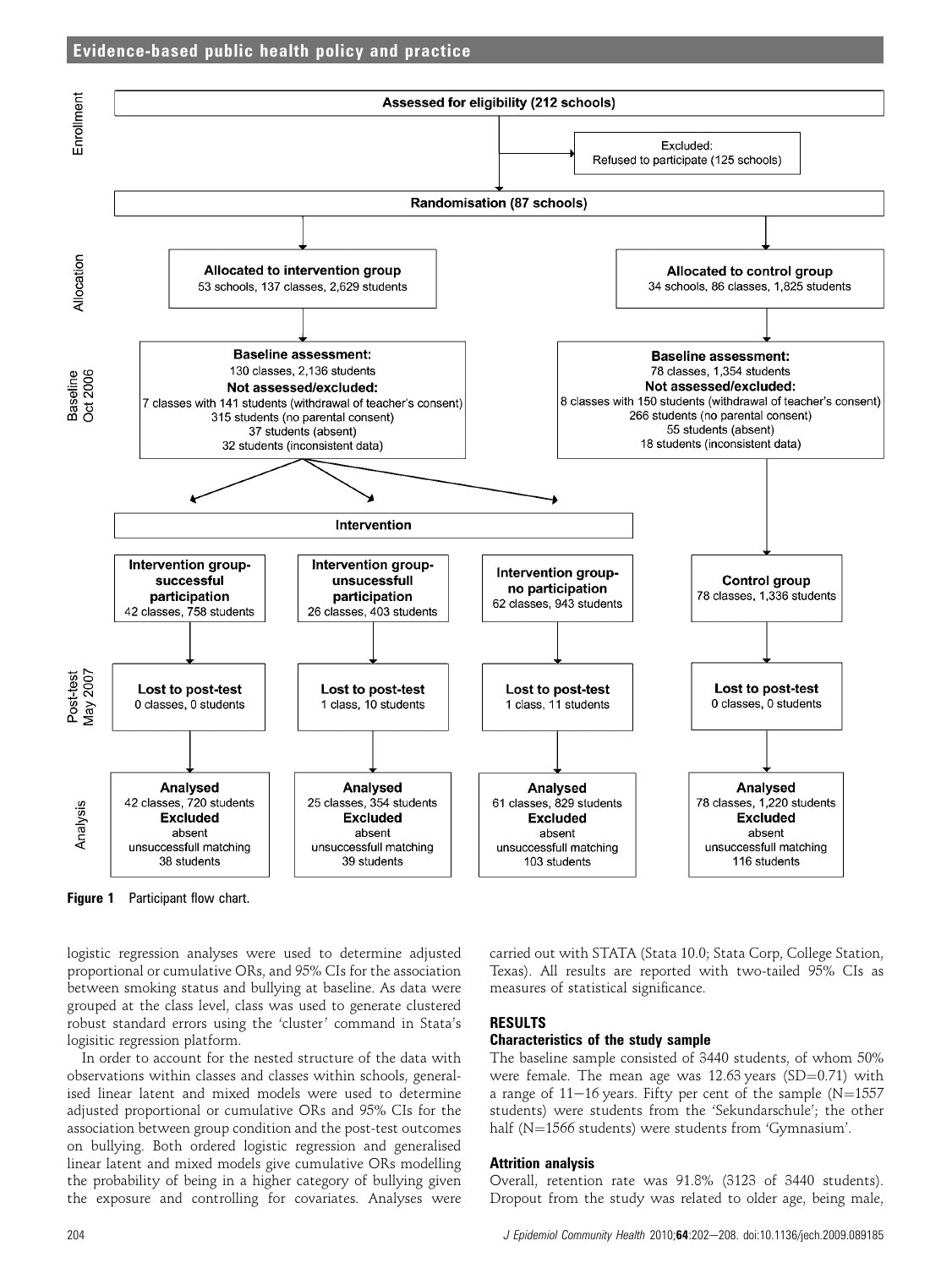Enrollment

**Assessed for eligibility (212 schools)**

Excluded:
Refused to participate (125 schools)

**Randomisation (87 schools)**

Allocation

**Allocated to intervention group**
53 schools, 137 classes, 2,629 students

**Allocated to control group**
34 schools, 86 classes, 1,825 students

Baseline Oct 2006

**Baseline assessment:**
130 classes, 2,136 students
**Not assessed/excluded:**
7 classes with 141 students (withdrawal of teacher's consent)
315 students (no parental consent)
37 students (absent)
32 students (inconsistent data)

**Baseline assessment:**
78 classes, 1,354 students
**Not assessed/excluded:**
8 classes with 150 students (withdrawal of teacher's consent)
266 students (no parental consent)
55 students (absent)
18 students (inconsistent data)

**Intervention**

**Intervention group-successful participation**
42 classes, 758 students

**Intervention group-unsucessfull participation**
26 classes, 403 students

**Intervention group-no participation**
62 classes, 943 students

**Control group**
78 classes, 1,336 students

Post-test May 2007

**Lost to post-test**
0 classes, 0 students

**Lost to post-test**
1 class, 10 students

**Lost to post-test**
1 class, 11 students

**Lost to post-test**
0 classes, 0 students

Analysis

**Analysed**
42 classes, 720 students
**Excluded**
absent
unsuccessfull matching
38 students

**Analysed**
25 classes, 354 students
**Excluded**
absent
unsuccessfull matching
39 students

**Analysed**
61 classes, 829 students
**Excluded**
absent
unsuccessfull matching
103 students

**Analysed**
78 classes, 1,220 students
**Excluded**
absent
unsuccessfull matching
116 students

**Figure 1** Participant flow chart.

logistic regression analyses were used to determine adjusted proportional or cumulative ORs, and 95% CIs for the association between smoking status and bullying at baseline. As data were grouped at the class level, class was used to generate clustered robust standard errors using the 'cluster' command in Stata's logisitic regression platform.

In order to account for the nested structure of the data with observations within classes and classes within schools, generalised linear latent and mixed models were used to determine adjusted proportional or cumulative ORs and 95% CIs for the association between group condition and the post-test outcomes on bullying. Both ordered logistic regression and generalised linear latent and mixed models give cumulative ORs modelling the probability of being in a higher category of bullying given the exposure and controlling for covariates. Analyses were carried out with STATA (Stata 10.0; Stata Corp, College Station, Texas). All results are reported with two-tailed 95% CIs as measures of statistical significance.

## RESULTS

### Characteristics of the study sample

The baseline sample consisted of 3440 students, of whom 50% were female. The mean age was 12.63 years (SD=0.71) with a range of 11–16 years. Fifty per cent of the sample (N=1557 students) were students from the 'Sekundarschule'; the other half (N=1566 students) were students from 'Gymnasium'.

### Attrition analysis

Overall, retention rate was 91.8% (3123 of 3440 students). Dropout from the study was related to older age, being male,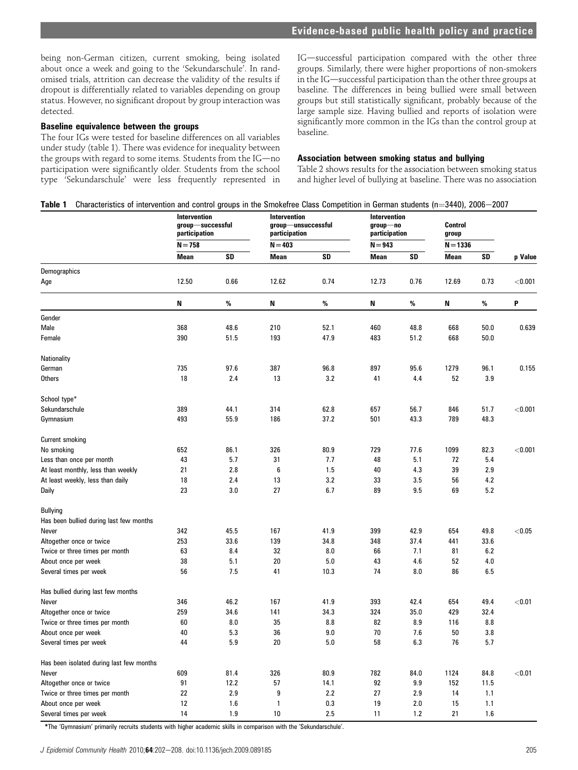being non-German citizen, current smoking, being isolated about once a week and going to the 'Sekundarschule'. In randomised trials, attrition can decrease the validity of the results if dropout is differentially related to variables depending on group status. However, no significant dropout by group interaction was detected.

### Baseline equivalence between the groups

The four IGs were tested for baseline differences on all variables under study (table 1). There was evidence for inequality between the groups with regard to some items. Students from the IG—no participation were significantly older. Students from the school type 'Sekundarschule' were less frequently represented in IG—successful participation compared with the other three groups. Similarly, there were higher proportions of non-smokers in the IG—successful participation than the other three groups at baseline. The differences in being bullied were small between groups but still statistically significant, probably because of the large sample size. Having bullied and reports of isolation were significantly more common in the IGs than the control group at baseline.

### Association between smoking status and bullying

Table 2 shows results for the association between smoking status and higher level of bullying at baseline. There was no association

**Table 1** Characteristics of intervention and control groups in the Smokefree Class Competition in German students (n=3440), 2006−2007

| | Intervention group—successful participation | | Intervention group—unsuccessful participation | | Intervention group—no participation | | Control group | | |
|---|---|---|---|---|---|---|---|---|---|
| | N=758 | | N=403 | | N=943 | | N=1336 | | |
| | Mean | SD | Mean | SD | Mean | SD | Mean | SD | p Value |
| Demographics | | | | | | | | | |
| Age | 12.50 | 0.66 | 12.62 | 0.74 | 12.73 | 0.76 | 12.69 | 0.73 | <0.001 |
| | N | % | N | % | N | % | N | % | P |
| Gender | | | | | | | | | |
| Male | 368 | 48.6 | 210 | 52.1 | 460 | 48.8 | 668 | 50.0 | 0.639 |
| Female | 390 | 51.5 | 193 | 47.9 | 483 | 51.2 | 668 | 50.0 | |
| Nationality | | | | | | | | | |
| German | 735 | 97.6 | 387 | 96.8 | 897 | 95.6 | 1279 | 96.1 | 0.155 |
| Others | 18 | 2.4 | 13 | 3.2 | 41 | 4.4 | 52 | 3.9 | |
| School type* | | | | | | | | | |
| Sekundarschule | 389 | 44.1 | 314 | 62.8 | 657 | 56.7 | 846 | 51.7 | <0.001 |
| Gymnasium | 493 | 55.9 | 186 | 37.2 | 501 | 43.3 | 789 | 48.3 | |
| Current smoking | | | | | | | | | |
| No smoking | 652 | 86.1 | 326 | 80.9 | 729 | 77.6 | 1099 | 82.3 | <0.001 |
| Less than once per month | 43 | 5.7 | 31 | 7.7 | 48 | 5.1 | 72 | 5.4 | |
| At least monthly, less than weekly | 21 | 2.8 | 6 | 1.5 | 40 | 4.3 | 39 | 2.9 | |
| At least weekly, less than daily | 18 | 2.4 | 13 | 3.2 | 33 | 3.5 | 56 | 4.2 | |
| Daily | 23 | 3.0 | 27 | 6.7 | 89 | 9.5 | 69 | 5.2 | |
| Bullying | | | | | | | | | |
| Has been bullied during last few months | | | | | | | | | |
| Never | 342 | 45.5 | 167 | 41.9 | 399 | 42.9 | 654 | 49.8 | <0.05 |
| Altogether once or twice | 253 | 33.6 | 139 | 34.8 | 348 | 37.4 | 441 | 33.6 | |
| Twice or three times per month | 63 | 8.4 | 32 | 8.0 | 66 | 7.1 | 81 | 6.2 | |
| About once per week | 38 | 5.1 | 20 | 5.0 | 43 | 4.6 | 52 | 4.0 | |
| Several times per week | 56 | 7.5 | 41 | 10.3 | 74 | 8.0 | 86 | 6.5 | |
| Has bullied during last few months | | | | | | | | | |
| Never | 346 | 46.2 | 167 | 41.9 | 393 | 42.4 | 654 | 49.4 | <0.01 |
| Altogether once or twice | 259 | 34.6 | 141 | 34.3 | 324 | 35.0 | 429 | 32.4 | |
| Twice or three times per month | 60 | 8.0 | 35 | 8.8 | 82 | 8.9 | 116 | 8.8 | |
| About once per week | 40 | 5.3 | 36 | 9.0 | 70 | 7.6 | 50 | 3.8 | |
| Several times per week | 44 | 5.9 | 20 | 5.0 | 58 | 6.3 | 76 | 5.7 | |
| Has been isolated during last few months | | | | | | | | | |
| Never | 609 | 81.4 | 326 | 80.9 | 782 | 84.0 | 1124 | 84.8 | <0.01 |
| Altogether once or twice | 91 | 12.2 | 57 | 14.1 | 92 | 9.9 | 152 | 11.5 | |
| Twice or three times per month | 22 | 2.9 | 9 | 2.2 | 27 | 2.9 | 14 | 1.1 | |
| About once per week | 12 | 1.6 | 1 | 0.3 | 19 | 2.0 | 15 | 1.1 | |
| Several times per week | 14 | 1.9 | 10 | 2.5 | 11 | 1.2 | 21 | 1.6 | |

*The 'Gymnasium' primarily recruits students with higher academic skills in comparison with the 'Sekundarschule'.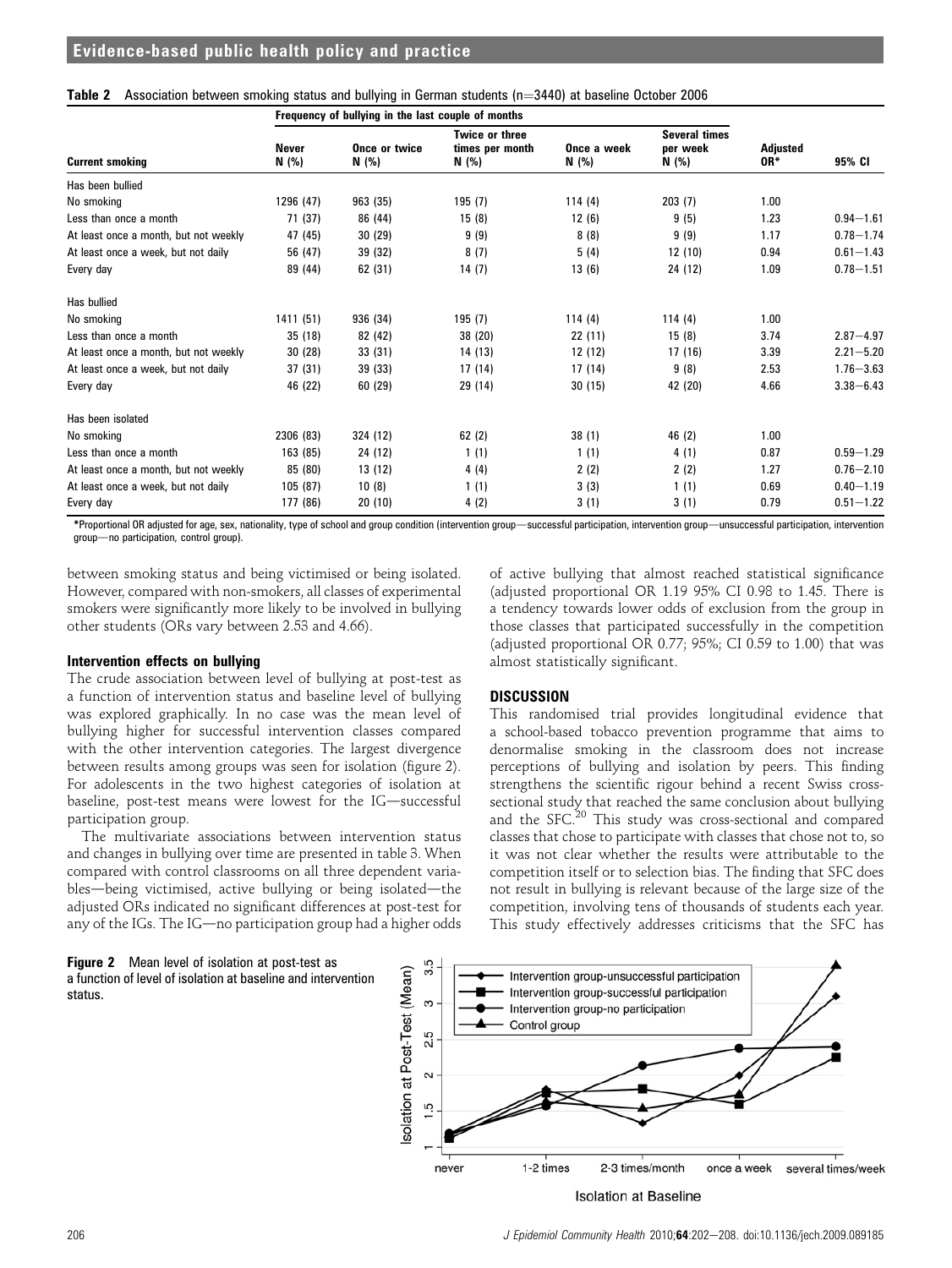**Table 2** Association between smoking status and bullying in German students (n=3440) at baseline October 2006

| Current smoking | Frequency of bullying in the last couple of months | | | | | | |
|---|---|---|---|---|---|---|---|
| | Never N (%) | Once or twice N (%) | Twice or three times per month N (%) | Once a week N (%) | Several times per week N (%) | Adjusted OR* | 95% CI |
| Has been bullied | | | | | | | |
| No smoking | 1296 (47) | 963 (35) | 195 (7) | 114 (4) | 203 (7) | 1.00 | |
| Less than once a month | 71 (37) | 86 (44) | 15 (8) | 12 (6) | 9 (5) | 1.23 | 0.94–1.61 |
| At least once a month, but not weekly | 47 (45) | 30 (29) | 9 (9) | 8 (8) | 9 (9) | 1.17 | 0.78–1.74 |
| At least once a week, but not daily | 56 (47) | 39 (32) | 8 (7) | 5 (4) | 12 (10) | 0.94 | 0.61–1.43 |
| Every day | 89 (44) | 62 (31) | 14 (7) | 13 (6) | 24 (12) | 1.09 | 0.78–1.51 |
| Has bullied | | | | | | | |
| No smoking | 1411 (51) | 936 (34) | 195 (7) | 114 (4) | 114 (4) | 1.00 | |
| Less than once a month | 35 (18) | 82 (42) | 38 (20) | 22 (11) | 15 (8) | 3.74 | 2.87–4.97 |
| At least once a month, but not weekly | 30 (28) | 33 (31) | 14 (13) | 12 (12) | 17 (16) | 3.39 | 2.21–5.20 |
| At least once a week, but not daily | 37 (31) | 39 (33) | 17 (14) | 17 (14) | 9 (8) | 2.53 | 1.76–3.63 |
| Every day | 46 (22) | 60 (29) | 29 (14) | 30 (15) | 42 (20) | 4.66 | 3.38–6.43 |
| Has been isolated | | | | | | | |
| No smoking | 2306 (83) | 324 (12) | 62 (2) | 38 (1) | 46 (2) | 1.00 | |
| Less than once a month | 163 (85) | 24 (12) | 1 (1) | 1 (1) | 4 (1) | 0.87 | 0.59–1.29 |
| At least once a month, but not weekly | 85 (80) | 13 (12) | 4 (4) | 2 (2) | 2 (2) | 1.27 | 0.76–2.10 |
| At least once a week, but not daily | 105 (87) | 10 (8) | 1 (1) | 3 (3) | 1 (1) | 0.69 | 0.40–1.19 |
| Every day | 177 (86) | 20 (10) | 4 (2) | 3 (1) | 3 (1) | 0.79 | 0.51–1.22 |

*Proportional OR adjusted for age, sex, nationality, type of school and group condition (intervention group—successful participation, intervention group—unsuccessful participation, intervention group—no participation, control group).

between smoking status and being victimised or being isolated. However, compared with non-smokers, all classes of experimental smokers were significantly more likely to be involved in bullying other students (ORs vary between 2.53 and 4.66).

### Intervention effects on bullying

The crude association between level of bullying at post-test as a function of intervention status and baseline level of bullying was explored graphically. In no case was the mean level of bullying higher for successful intervention classes compared with the other intervention categories. The largest divergence between results among groups was seen for isolation (figure 2). For adolescents in the two highest categories of isolation at baseline, post-test means were lowest for the IG—successful participation group.

The multivariate associations between intervention status and changes in bullying over time are presented in table 3. When compared with control classrooms on all three dependent variables—being victimised, active bullying or being isolated—the adjusted ORs indicated no significant differences at post-test for any of the IGs. The IG—no participation group had a higher odds of active bullying that almost reached statistical significance (adjusted proportional OR 1.19 95% CI 0.98 to 1.45. There is a tendency towards lower odds of exclusion from the group in those classes that participated successfully in the competition (adjusted proportional OR 0.77; 95%; CI 0.59 to 1.00) that was almost statistically significant.

## DISCUSSION

This randomised trial provides longitudinal evidence that a school-based tobacco prevention programme that aims to denormalise smoking in the classroom does not increase perceptions of bullying and isolation by peers. This finding strengthens the scientific rigour behind a recent Swiss cross-sectional study that reached the same conclusion about bullying and the SFC.[20] This study was cross-sectional and compared classes that chose to participate with classes that chose not to, so it was not clear whether the results were attributable to the competition itself or to selection bias. The finding that SFC does not result in bullying is relevant because of the large size of the competition, involving tens of thousands of students each year. This study effectively addresses criticisms that the SFC has

**Figure 2** Mean level of isolation at post-test as a function of level of isolation at baseline and intervention status.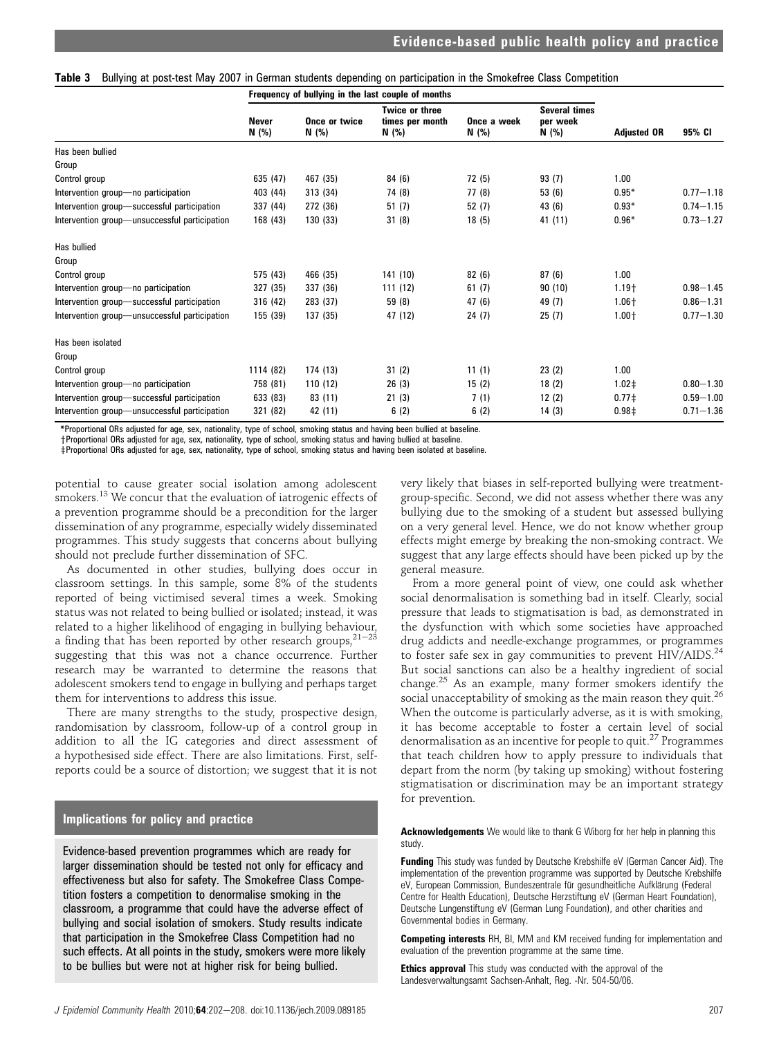**Table 3** Bullying at post-test May 2007 in German students depending on participation in the Smokefree Class Competition

| | Frequency of bullying in the last couple of months | | | | | | |
|---|---|---|---|---|---|---|---|
| | Never N (%) | Once or twice N (%) | Twice or three times per month N (%) | Once a week N (%) | Several times per week N (%) | Adjusted OR | 95% CI |
| **Has been bullied** | | | | | | | |
| Group | | | | | | | |
| Control group | 635 (47) | 467 (35) | 84 (6) | 72 (5) | 93 (7) | 1.00 | |
| Intervention group—no participation | 403 (44) | 313 (34) | 74 (8) | 77 (8) | 53 (6) | 0.95* | 0.77–1.18 |
| Intervention group—successful participation | 337 (44) | 272 (36) | 51 (7) | 52 (7) | 43 (6) | 0.93* | 0.74–1.15 |
| Intervention group—unsuccessful participation | 168 (43) | 130 (33) | 31 (8) | 18 (5) | 41 (11) | 0.96* | 0.73–1.27 |
| **Has bullied** | | | | | | | |
| Group | | | | | | | |
| Control group | 575 (43) | 466 (35) | 141 (10) | 82 (6) | 87 (6) | 1.00 | |
| Intervention group—no participation | 327 (35) | 337 (36) | 111 (12) | 61 (7) | 90 (10) | 1.19† | 0.98–1.45 |
| Intervention group—successful participation | 316 (42) | 283 (37) | 59 (8) | 47 (6) | 49 (7) | 1.06† | 0.86–1.31 |
| Intervention group—unsuccessful participation | 155 (39) | 137 (35) | 47 (12) | 24 (7) | 25 (7) | 1.00† | 0.77–1.30 |
| **Has been isolated** | | | | | | | |
| Group | | | | | | | |
| Control group | 1114 (82) | 174 (13) | 31 (2) | 11 (1) | 23 (2) | 1.00 | |
| Intervention group—no participation | 758 (81) | 110 (12) | 26 (3) | 15 (2) | 18 (2) | 1.02‡ | 0.80–1.30 |
| Intervention group—successful participation | 633 (83) | 83 (11) | 21 (3) | 7 (1) | 12 (2) | 0.77‡ | 0.59–1.00 |
| Intervention group—unsuccessful participation | 321 (82) | 42 (11) | 6 (2) | 6 (2) | 14 (3) | 0.98‡ | 0.71–1.36 |

*Proportional ORs adjusted for age, sex, nationality, type of school, smoking status and having been bullied at baseline.
†Proportional ORs adjusted for age, sex, nationality, type of school, smoking status and having bullied at baseline.
‡Proportional ORs adjusted for age, sex, nationality, type of school, smoking status and having been isolated at baseline.

potential to cause greater social isolation among adolescent smokers.[13] We concur that the evaluation of iatrogenic effects of a prevention programme should be a precondition for the larger dissemination of any programme, especially widely disseminated programmes. This study suggests that concerns about bullying should not preclude further dissemination of SFC.

As documented in other studies, bullying does occur in classroom settings. In this sample, some 8% of the students reported of being victimised several times a week. Smoking status was not related to being bullied or isolated; instead, it was related to a higher likelihood of engaging in bullying behaviour, a finding that has been reported by other research groups,[21–23] suggesting that this was not a chance occurrence. Further research may be warranted to determine the reasons that adolescent smokers tend to engage in bullying and perhaps target them for interventions to address this issue.

There are many strengths to the study, prospective design, randomisation by classroom, follow-up of a control group in addition to all the IG categories and direct assessment of a hypothesised side effect. There are also limitations. First, self-reports could be a source of distortion; we suggest that it is not very likely that biases in self-reported bullying were treatment-group-specific. Second, we did not assess whether there was any bullying due to the smoking of a student but assessed bullying on a very general level. Hence, we do not know whether group effects might emerge by breaking the non-smoking contract. We suggest that any large effects should have been picked up by the general measure.

From a more general point of view, one could ask whether social denormalisation is something bad in itself. Clearly, social pressure that leads to stigmatisation is bad, as demonstrated in the dysfunction with which some societies have approached drug addicts and needle-exchange programmes, or programmes to foster safe sex in gay communities to prevent HIV/AIDS.[24] But social sanctions can also be a healthy ingredient of social change.[25] As an example, many former smokers identify the social unacceptability of smoking as the main reason they quit.[26] When the outcome is particularly adverse, as it is with smoking, it has become acceptable to foster a certain level of social denormalisation as an incentive for people to quit.[27] Programmes that teach children how to apply pressure to individuals that depart from the norm (by taking up smoking) without fostering stigmatisation or discrimination may be an important strategy for prevention.

### Implications for policy and practice

Evidence-based prevention programmes which are ready for larger dissemination should be tested not only for efficacy and effectiveness but also for safety. The Smokefree Class Competition fosters a competition to denormalise smoking in the classroom, a programme that could have the adverse effect of bullying and social isolation of smokers. Study results indicate that participation in the Smokefree Class Competition had no such effects. At all points in the study, smokers were more likely to be bullies but were not at higher risk for being bullied.

**Acknowledgements** We would like to thank G Wiborg for her help in planning this study.

**Funding** This study was funded by Deutsche Krebshilfe eV (German Cancer Aid). The implementation of the prevention programme was supported by Deutsche Krebshilfe eV, European Commission, Bundeszentrale für gesundheitliche Aufklärung (Federal Centre for Health Education), Deutsche Herzstiftung eV (German Heart Foundation), Deutsche Lungenstiftung eV (German Lung Foundation), and other charities and Governmental bodies in Germany.

**Competing interests** RH, BI, MM and KM received funding for implementation and evaluation of the prevention programme at the same time.

**Ethics approval** This study was conducted with the approval of the Landesverwaltungsamt Sachsen-Anhalt, Reg. -Nr. 504-50/06.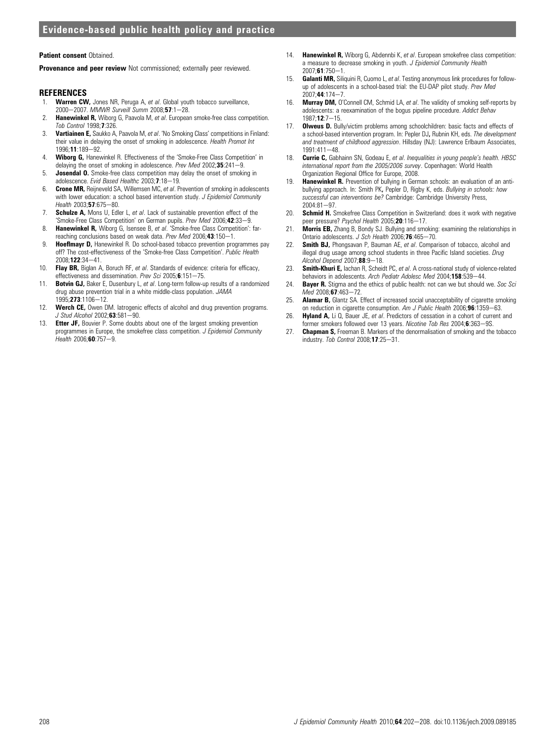**Patient consent** Obtained.

**Provenance and peer review** Not commissioned; externally peer reviewed.

## REFERENCES

1. **Warren CW,** Jones NR, Peruga A, *et al*. Global youth tobacco surveillance, 2000–2007. *MMWR Surveill Summ* 2008;**57**:1–28.
2. **Hanewinkel R,** Wiborg G, Paavola M, *et al*. European smoke-free class competition. *Tob Control* 1998;**7**:326.
3. **Vartiainen E,** Saukko A, Paavola M, *et al*. 'No Smoking Class' competitions in Finland: their value in delaying the onset of smoking in adolescence. *Health Promot Int* 1996;**11**:189–92.
4. **Wiborg G,** Hanewinkel R. Effectiveness of the 'Smoke-Free Class Competition' in delaying the onset of smoking in adolescence. *Prev Med* 2002;**35**:241–9.
5. **Josendal O.** Smoke-free class competition may delay the onset of smoking in adolescence. *Evid Based Healthc* 2003;**7**:18–19.
6. **Crone MR,** Reijneveld SA, Willemsen MC, *et al*. Prevention of smoking in adolescents with lower education: a school based intervention study. *J Epidemiol Community Health* 2003;**57**:675–80.
7. **Schulze A,** Mons U, Edler L, *et al*. Lack of sustainable prevention effect of the 'Smoke-Free Class Competition' on German pupils. *Prev Med* 2006;**42**:33–9.
8. **Hanewinkel R,** Wiborg G, Isensee B, *et al*. 'Smoke-free Class Competition': far-reaching conclusions based on weak data. *Prev Med* 2006;**43**:150–1.
9. **Hoeflmayr D,** Hanewinkel R. Do school-based tobacco prevention programmes pay off? The cost-effectiveness of the 'Smoke-free Class Competition'. *Public Health* 2008;**122**:34–41.
10. **Flay BR,** Biglan A, Boruch RF, *et al*. Standards of evidence: criteria for efficacy, effectiveness and dissemination. *Prev Sci* 2005;**6**:151–75.
11. **Botvin GJ,** Baker E, Dusenbury L, *et al*. Long-term follow-up results of a randomized drug abuse prevention trial in a white middle-class population. *JAMA* 1995;**273**:1106–12.
12. **Werch CE,** Owen DM. Iatrogenic effects of alcohol and drug prevention programs. *J Stud Alcohol* 2002;**63**:581–90.
13. **Etter JF,** Bouvier P. Some doubts about one of the largest smoking prevention programmes in Europe, the smokefree class competition. *J Epidemiol Community Health* 2006;**60**:757–9.
14. **Hanewinkel R,** Wiborg G, Abdennbi K, *et al*. European smokefree class competition: a measure to decrease smoking in youth. *J Epidemiol Community Health* 2007;**61**:750–1.
15. **Galanti MR,** Siliquini R, Cuomo L, *et al*. Testing anonymous link procedures for follow-up of adolescents in a school-based trial: the EU-DAP pilot study. *Prev Med* 2007;**44**:174–7.
16. **Murray DM,** O'Connell CM, Schmid LA, *et al*. The validity of smoking self-reports by adolescents: a reexamination of the bogus pipeline procedure. *Addict Behav* 1987;**12**:7–15.
17. **Olweus D.** Bully/victim problems among schoolchildren: basic facts and effects of a school-based intervention program. In: Pepler DJ**,** Rubnin KH, eds. *The development and treatment of childhood aggression*. Hillsday (NJ): Lawrence Erlbaum Associates, 1991:411–48.
18. **Currie C,** Gabhainn SN, Godeau E, *et al*. *Inequalities in young people's health. HBSC international report from the 2005/2006 survey*. Copenhagen: World Health Organization Regional Office for Europe, 2008.
19. **Hanewinkel R.** Prevention of bullying in German schools: an evaluation of an anti-bullying approach. In: Smith PK**,** Pepler D, Rigby K, eds. *Bullying in schools: how successful can interventions be?* Cambridge: Cambridge University Press, 2004:81–97.
20. **Schmid H.** Smokefree Class Competition in Switzerland: does it work with negative peer pressure? *Psychol Health* 2005;**20**:116–17.
21. **Morris EB,** Zhang B, Bondy SJ. Bullying and smoking: examining the relationships in Ontario adolescents. *J Sch Health* 2006;**76**:465–70.
22. **Smith BJ,** Phongsavan P, Bauman AE, *et al*. Comparison of tobacco, alcohol and illegal drug usage among school students in three Pacific Island societies. *Drug Alcohol Depend* 2007;**88**:9–18.
23. **Smith-Khuri E,** Iachan R, Scheidt PC, *et al*. A cross-national study of violence-related behaviors in adolescents. *Arch Pediatr Adolesc Med* 2004;**158**:539–44.
24. **Bayer R.** Stigma and the ethics of public health: not can we but should we. *Soc Sci Med* 2008;**67**:463–72.
25. **Alamar B,** Glantz SA. Effect of increased social unacceptability of cigarette smoking on reduction in cigarette consumption. *Am J Public Health* 2006;**96**:1359–63.
26. **Hyland A,** Li Q, Bauer JE, *et al*. Predictors of cessation in a cohort of current and former smokers followed over 13 years. *Nicotine Tob Res* 2004;**6**:363–9S.
27. **Chapman S,** Freeman B. Markers of the denormalisation of smoking and the tobacco industry. *Tob Control* 2008;**17**:25–31.